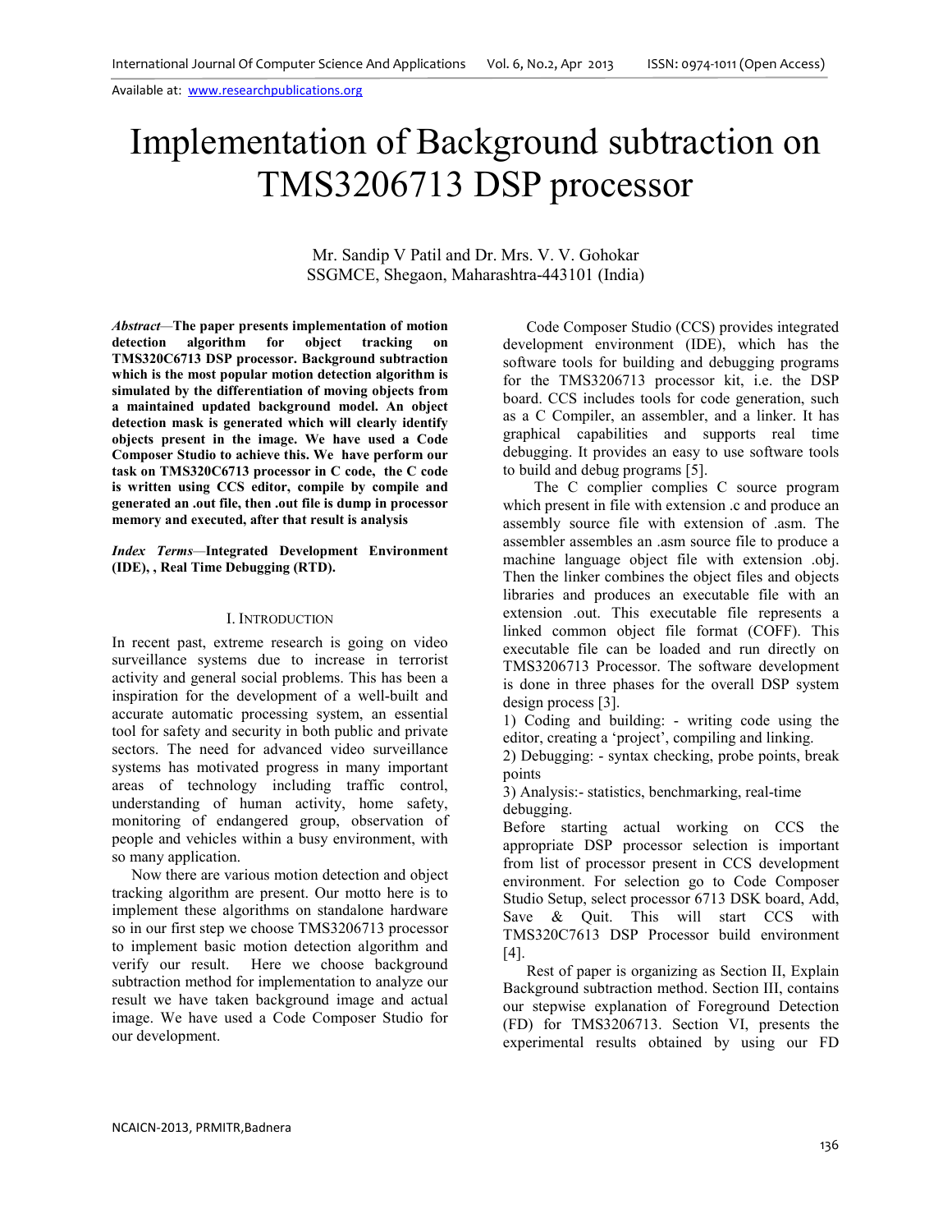# Implementation of Background subtraction on TMS3206713 DSP processor

Mr. Sandip V Patil and Dr. Mrs. V. V. Gohokar
SSGMCE, Shegaon, Maharashtra-443101 (India)

***Abstract*—The paper presents implementation of motion detection algorithm for object tracking on TMS320C6713 DSP processor. Background subtraction which is the most popular motion detection algorithm is simulated by the differentiation of moving objects from a maintained updated background model. An object detection mask is generated which will clearly identify objects present in the image. We have used a Code Composer Studio to achieve this. We have perform our task on TMS320C6713 processor in C code, the C code is written using CCS editor, compile by compile and generated an .out file, then .out file is dump in processor memory and executed, after that result is analysis**

***Index Terms*—Integrated Development Environment (IDE), , Real Time Debugging (RTD).**

## I. Introduction

In recent past, extreme research is going on video surveillance systems due to increase in terrorist activity and general social problems. This has been a inspiration for the development of a well-built and accurate automatic processing system, an essential tool for safety and security in both public and private sectors. The need for advanced video surveillance systems has motivated progress in many important areas of technology including traffic control, understanding of human activity, home safety, monitoring of endangered group, observation of people and vehicles within a busy environment, with so many application.

Now there are various motion detection and object tracking algorithm are present. Our motto here is to implement these algorithms on standalone hardware so in our first step we choose TMS3206713 processor to implement basic motion detection algorithm and verify our result. Here we choose background subtraction method for implementation to analyze our result we have taken background image and actual image. We have used a Code Composer Studio for our development.

Code Composer Studio (CCS) provides integrated development environment (IDE), which has the software tools for building and debugging programs for the TMS3206713 processor kit, i.e. the DSP board. CCS includes tools for code generation, such as a C Compiler, an assembler, and a linker. It has graphical capabilities and supports real time debugging. It provides an easy to use software tools to build and debug programs [5].

The C complier complies C source program which present in file with extension .c and produce an assembly source file with extension of .asm. The assembler assembles an .asm source file to produce a machine language object file with extension .obj. Then the linker combines the object files and objects libraries and produces an executable file with an extension .out. This executable file represents a linked common object file format (COFF). This executable file can be loaded and run directly on TMS3206713 Processor. The software development is done in three phases for the overall DSP system design process [3].

1) Coding and building: - writing code using the editor, creating a 'project', compiling and linking.
2) Debugging: - syntax checking, probe points, break points
3) Analysis:- statistics, benchmarking, real-time debugging.

Before starting actual working on CCS the appropriate DSP processor selection is important from list of processor present in CCS development environment. For selection go to Code Composer Studio Setup, select processor 6713 DSK board, Add, Save & Quit. This will start CCS with TMS320C7613 DSP Processor build environment [4].

Rest of paper is organizing as Section II, Explain Background subtraction method. Section III, contains our stepwise explanation of Foreground Detection (FD) for TMS3206713. Section VI, presents the experimental results obtained by using our FD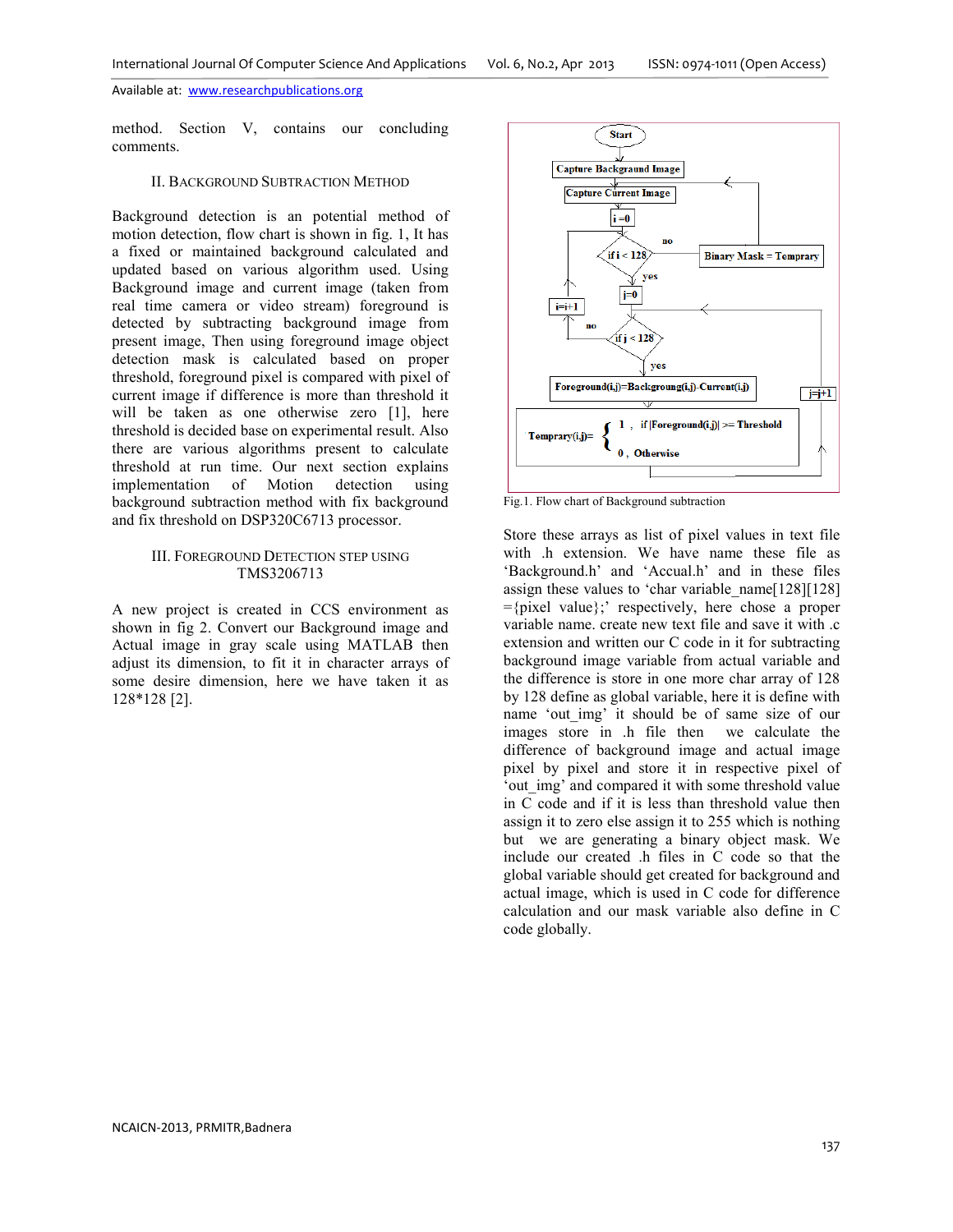method. Section V, contains our concluding comments.

## II. Background Subtraction Method

Background detection is an potential method of motion detection, flow chart is shown in fig. 1, It has a fixed or maintained background calculated and updated based on various algorithm used. Using Background image and current image (taken from real time camera or video stream) foreground is detected by subtracting background image from present image, Then using foreground image object detection mask is calculated based on proper threshold, foreground pixel is compared with pixel of current image if difference is more than threshold it will be taken as one otherwise zero [1], here threshold is decided base on experimental result. Also there are various algorithms present to calculate threshold at run time. Our next section explains implementation of Motion detection using background subtraction method with fix background and fix threshold on DSP320C6713 processor.

## III. Foreground Detection Step Using TMS3206713

A new project is created in CCS environment as shown in fig 2. Convert our Background image and Actual image in gray scale using MATLAB then adjust its dimension, to fit it in character arrays of some desire dimension, here we have taken it as 128*128 [2].

Fig.1. Flow chart of Background subtraction

Store these arrays as list of pixel values in text file with .h extension. We have name these file as 'Background.h' and 'Accual.h' and in these files assign these values to 'char variable_name[128][128] ={pixel value};' respectively, here chose a proper variable name. create new text file and save it with .c extension and written our C code in it for subtracting background image variable from actual variable and the difference is store in one more char array of 128 by 128 define as global variable, here it is define with name 'out_img' it should be of same size of our images store in .h file then we calculate the difference of background image and actual image pixel by pixel and store it in respective pixel of 'out_img' and compared it with some threshold value in C code and if it is less than threshold value then assign it to zero else assign it to 255 which is nothing but we are generating a binary object mask. We include our created .h files in C code so that the global variable should get created for background and actual image, which is used in C code for difference calculation and our mask variable also define in C code globally.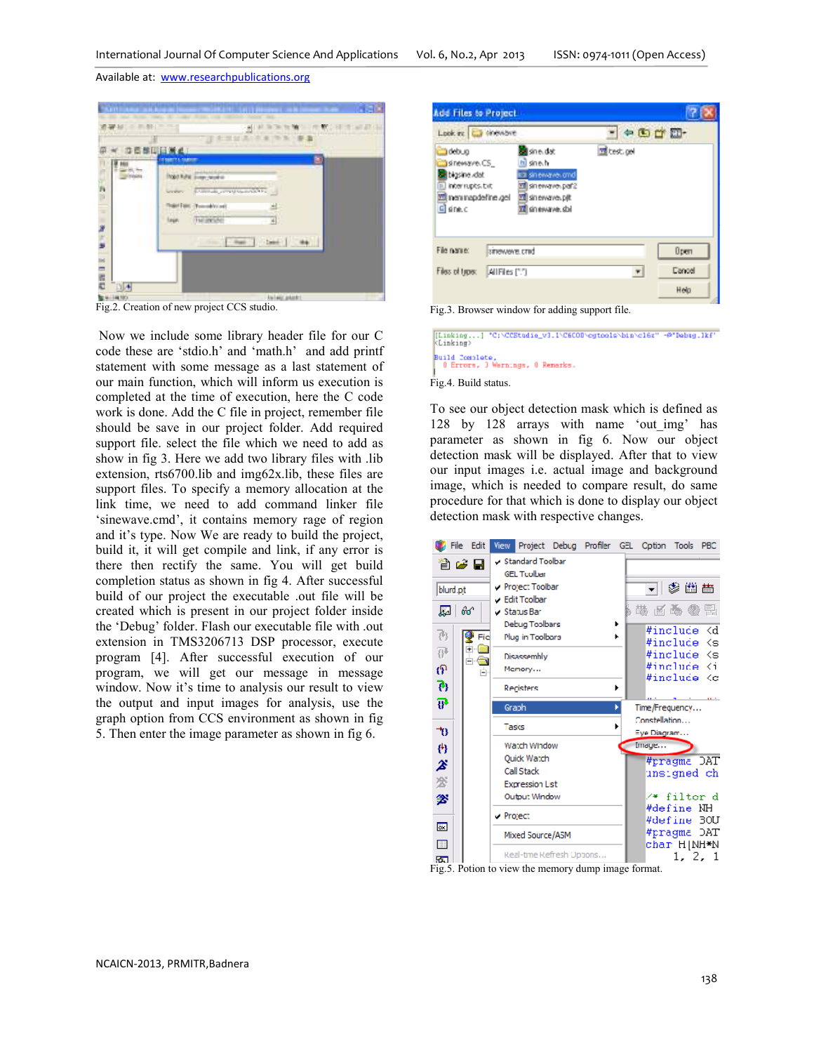Fig.2. Creation of new project CCS studio.

Now we include some library header file for our C code these are ‘stdio.h’ and ‘math.h’ and add printf statement with some message as a last statement of our main function, which will inform us execution is completed at the time of execution, here the C code work is done. Add the C file in project, remember file should be save in our project folder. Add required support file. select the file which we need to add as show in fig 3. Here we add two library files with .lib extension, rts6700.lib and img62x.lib, these files are support files. To specify a memory allocation at the link time, we need to add command linker file ‘sinewave.cmd’, it contains memory rage of region and it’s type. Now We are ready to build the project, build it, it will get compile and link, if any error is there then rectify the same. You will get build completion status as shown in fig 4. After successful build of our project the executable .out file will be created which is present in our project folder inside the ‘Debug’ folder. Flash our executable file with .out extension in TMS3206713 DSP processor, execute program [4]. After successful execution of our program, we will get our message in message window. Now it’s time to analysis our result to view the output and input images for analysis, use the graph option from CCS environment as shown in fig 5. Then enter the image parameter as shown in fig 6.

Fig.3. Browser window for adding support file.

Fig.4. Build status.

To see our object detection mask which is defined as 128 by 128 arrays with name ‘out_img’ has parameter as shown in fig 6. Now our object detection mask will be displayed. After that to view our input images i.e. actual image and background image, which is needed to compare result, do same procedure for that which is done to display our object detection mask with respective changes.

Fig.5. Potion to view the memory dump image format.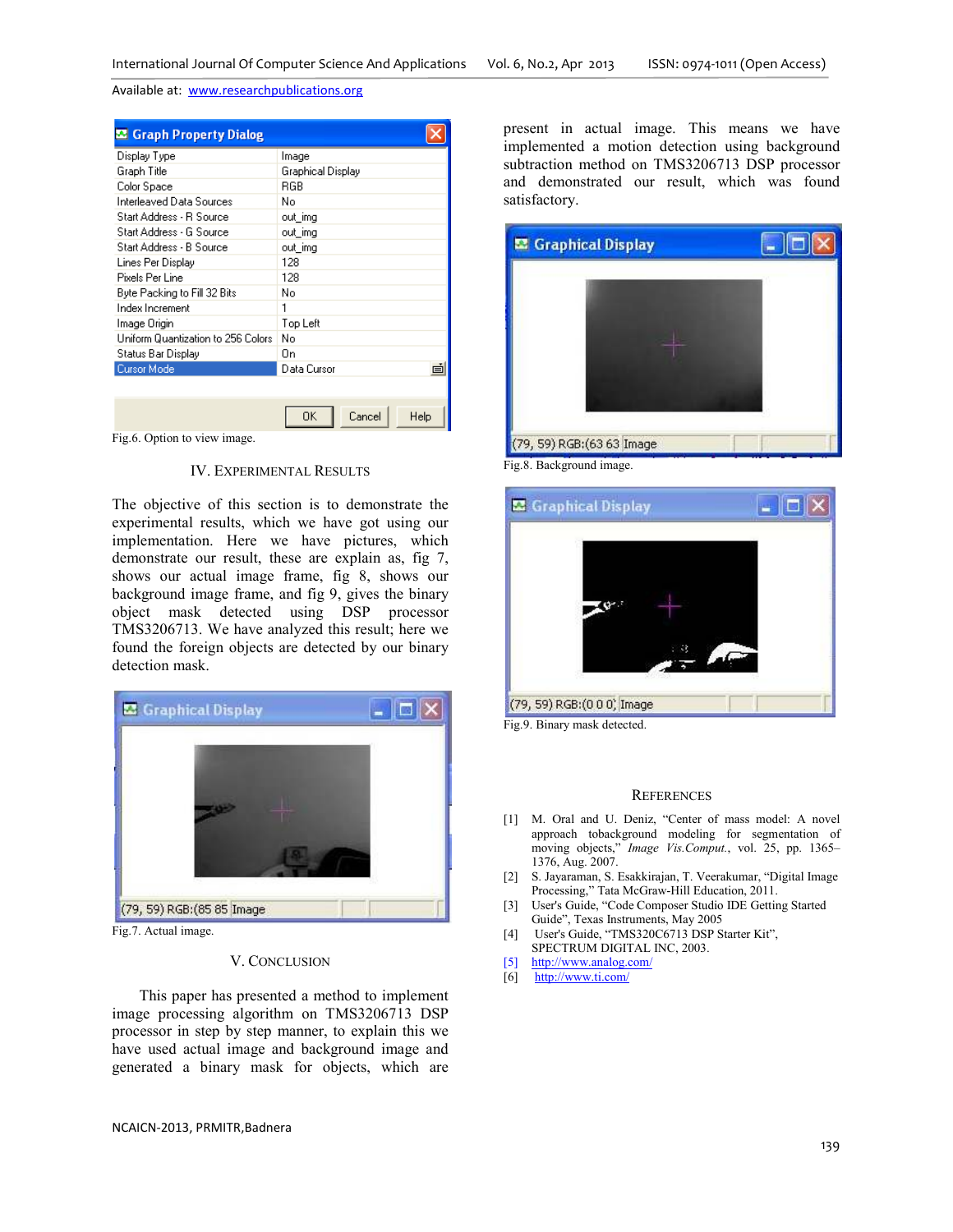Fig.6. Option to view image.

## IV. Experimental Results

The objective of this section is to demonstrate the experimental results, which we have got using our implementation. Here we have pictures, which demonstrate our result, these are explain as, fig 7, shows our actual image frame, fig 8, shows our background image frame, and fig 9, gives the binary object mask detected using DSP processor TMS3206713. We have analyzed this result; here we found the foreign objects are detected by our binary detection mask.

Fig.7. Actual image.

## V. Conclusion

This paper has presented a method to implement image processing algorithm on TMS3206713 DSP processor in step by step manner, to explain this we have used actual image and background image and generated a binary mask for objects, which are present in actual image. This means we have implemented a motion detection using background subtraction method on TMS3206713 DSP processor and demonstrated our result, which was found satisfactory.

Fig.8. Background image.

Fig.9. Binary mask detected.

## References

[1] M. Oral and U. Deniz, "Center of mass model: A novel approach tobackground modeling for segmentation of moving objects," *Image Vis.Comput.*, vol. 25, pp. 1365–1376, Aug. 2007.

[2] S. Jayaraman, S. Esakkirajan, T. Veerakumar, "Digital Image Processing," Tata McGraw-Hill Education, 2011.

[3] User's Guide, "Code Composer Studio IDE Getting Started Guide", Texas Instruments, May 2005

[4] User's Guide, "TMS320C6713 DSP Starter Kit", SPECTRUM DIGITAL INC, 2003.

[5] http://www.analog.com/

[6] http://www.ti.com/